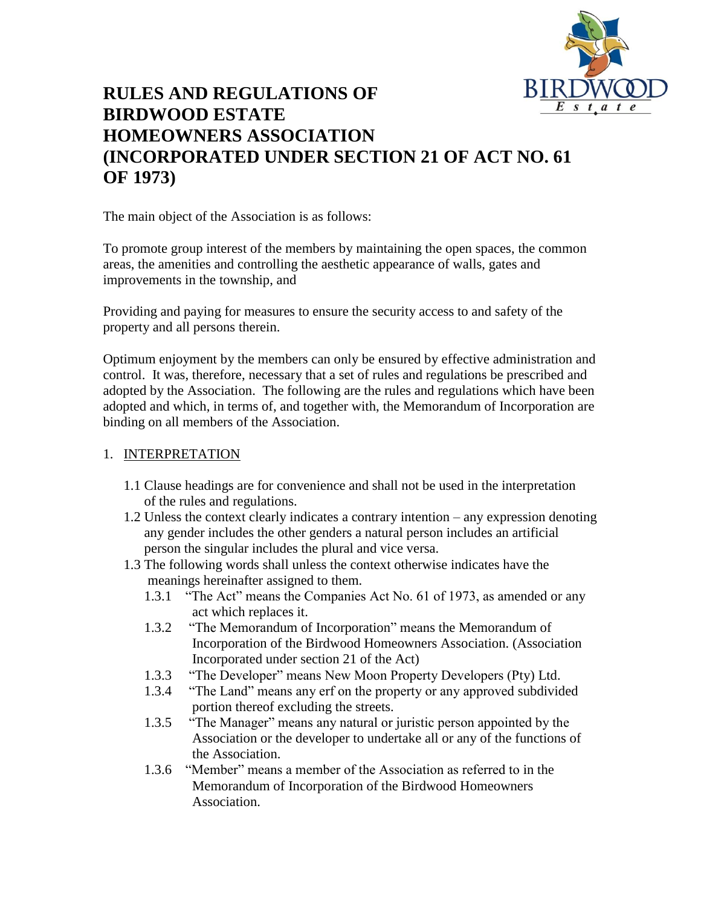# RULES AND REGULATIONS OF BIRDWOOD ESTATE HOMEOWNERS ASSOCIATION (INCORPORATED UNDER SECTION 21 OF ACT NO. 61 OF 1973)

The main object of the Association is as follows:

To promote group interest of the members by maintaining the open spaces, the common areas, the amenities and controlling the aesthetic appearance of walls, gates and improvements in the township, and

Providing and paying for measures to ensure the security access to and safety of the property and all persons therein.

Optimum enjoyment by the members can only be ensured by effective administration and control. It was, therefore, necessary that a set of rules and regulations be prescribed and adopted by the Association. The following are the rules and regulations which have been adopted and which, in terms of, and together with, the Memorandum of Incorporation are binding on all members of the Association.

1. INTERPRETATION

1.1 Clause headings are for convenience and shall not be used in the interpretation of the rules and regulations.

1.2 Unless the context clearly indicates a contrary intention – any expression denoting any gender includes the other genders a natural person includes an artificial person the singular includes the plural and vice versa.

1.3 The following words shall unless the context otherwise indicates have the meanings hereinafter assigned to them.

1.3.1 "The Act" means the Companies Act No. 61 of 1973, as amended or any act which replaces it.

1.3.2 "The Memorandum of Incorporation" means the Memorandum of Incorporation of the Birdwood Homeowners Association. (Association Incorporated under section 21 of the Act)

1.3.3 "The Developer" means New Moon Property Developers (Pty) Ltd.

1.3.4 "The Land" means any erf on the property or any approved subdivided portion thereof excluding the streets.

1.3.5 "The Manager" means any natural or juristic person appointed by the Association or the developer to undertake all or any of the functions of the Association.

1.3.6 "Member" means a member of the Association as referred to in the Memorandum of Incorporation of the Birdwood Homeowners Association.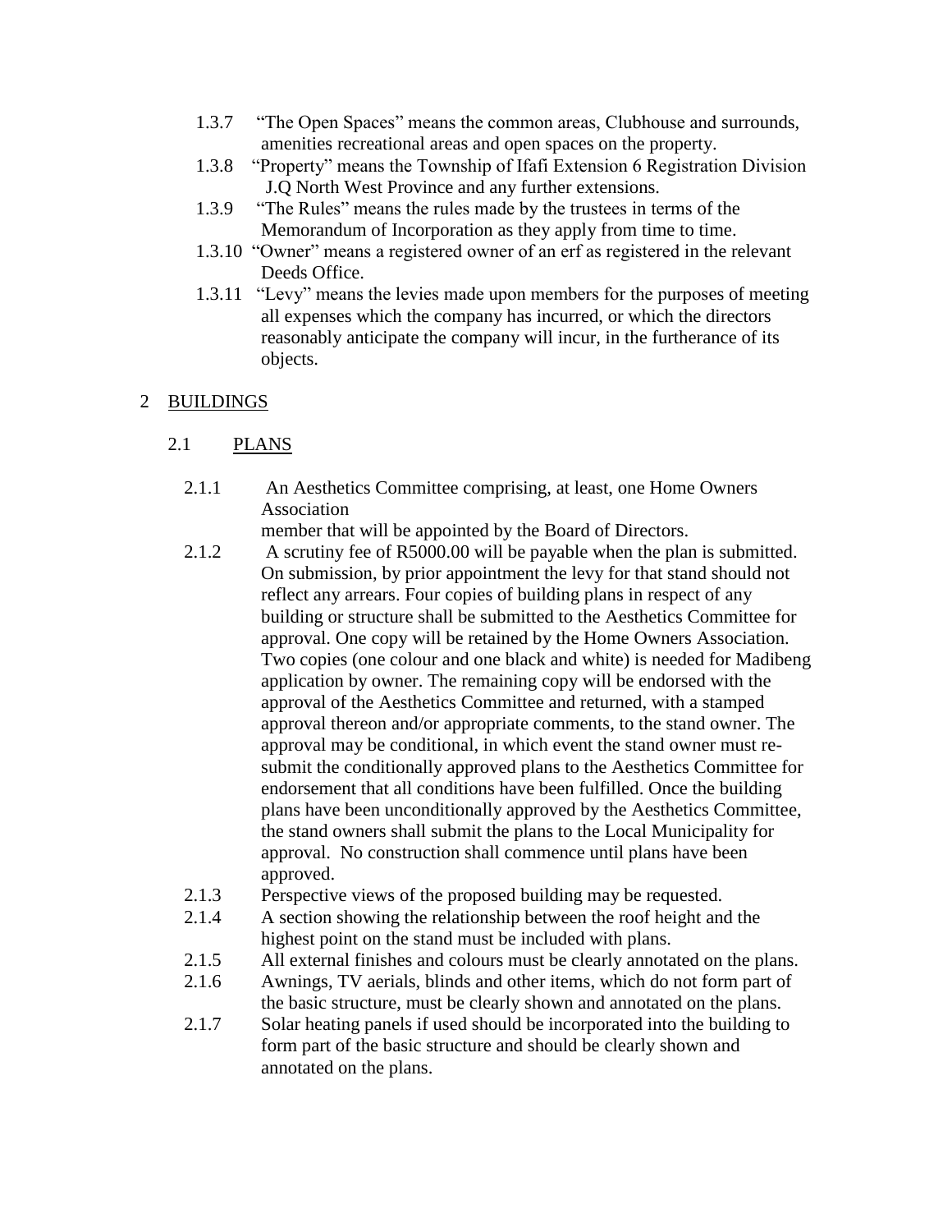- 1.3.7 "The Open Spaces" means the common areas, Clubhouse and surrounds, amenities recreational areas and open spaces on the property.
- 1.3.8 "Property" means the Township of Ifafi Extension 6 Registration Division J.Q North West Province and any further extensions.
- 1.3.9 "The Rules" means the rules made by the trustees in terms of the Memorandum of Incorporation as they apply from time to time.
- 1.3.10 "Owner" means a registered owner of an erf as registered in the relevant Deeds Office.
- 1.3.11 "Levy" means the levies made upon members for the purposes of meeting all expenses which the company has incurred, or which the directors reasonably anticipate the company will incur, in the furtherance of its objects.

## 2 BUILDINGS

### 2.1 PLANS

- 2.1.1 An Aesthetics Committee comprising, at least, one Home Owners Association member that will be appointed by the Board of Directors.
- 2.1.2 A scrutiny fee of R5000.00 will be payable when the plan is submitted. On submission, by prior appointment the levy for that stand should not reflect any arrears. Four copies of building plans in respect of any building or structure shall be submitted to the Aesthetics Committee for approval. One copy will be retained by the Home Owners Association. Two copies (one colour and one black and white) is needed for Madibeng application by owner. The remaining copy will be endorsed with the approval of the Aesthetics Committee and returned, with a stamped approval thereon and/or appropriate comments, to the stand owner. The approval may be conditional, in which event the stand owner must re-submit the conditionally approved plans to the Aesthetics Committee for endorsement that all conditions have been fulfilled. Once the building plans have been unconditionally approved by the Aesthetics Committee, the stand owners shall submit the plans to the Local Municipality for approval. No construction shall commence until plans have been approved.
- 2.1.3 Perspective views of the proposed building may be requested.
- 2.1.4 A section showing the relationship between the roof height and the highest point on the stand must be included with plans.
- 2.1.5 All external finishes and colours must be clearly annotated on the plans.
- 2.1.6 Awnings, TV aerials, blinds and other items, which do not form part of the basic structure, must be clearly shown and annotated on the plans.
- 2.1.7 Solar heating panels if used should be incorporated into the building to form part of the basic structure and should be clearly shown and annotated on the plans.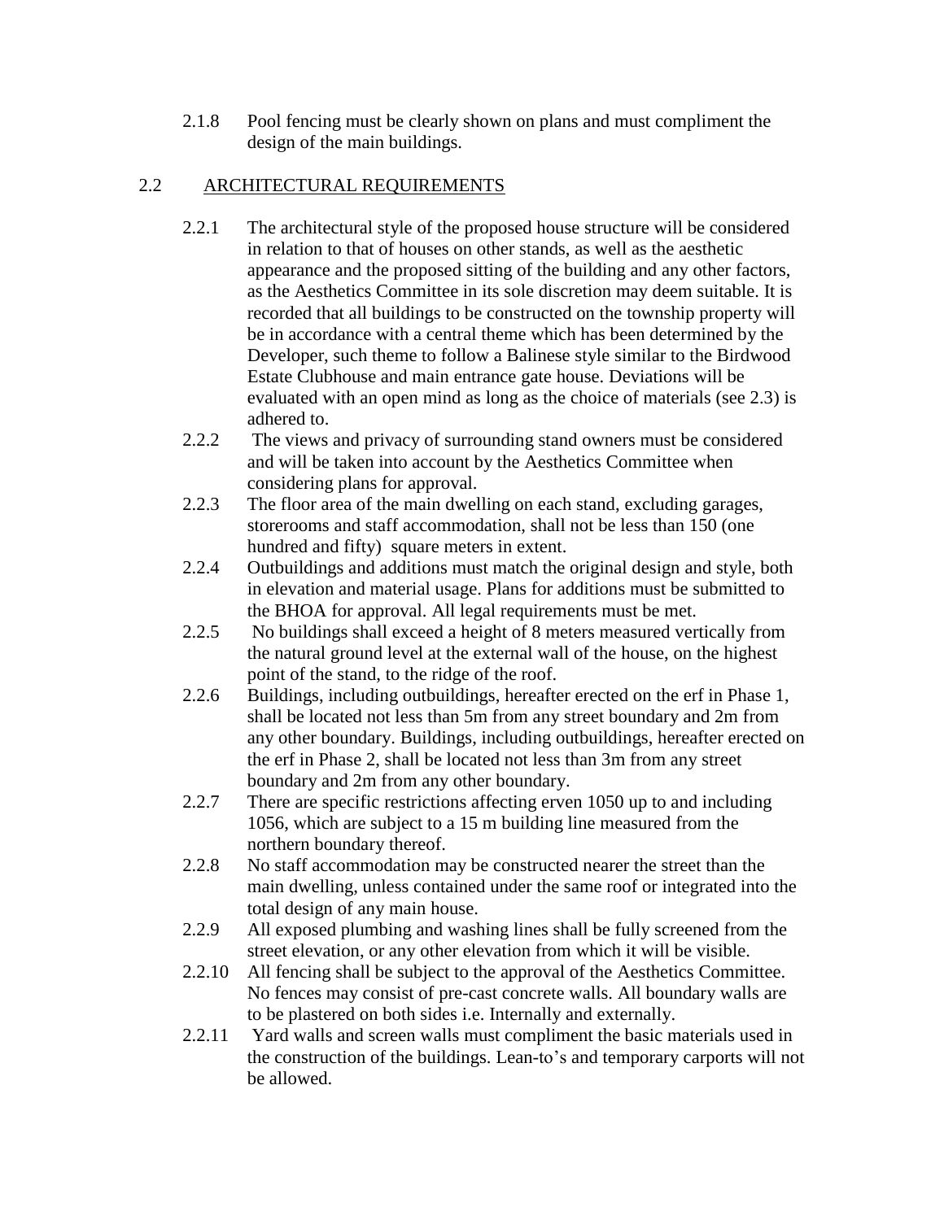2.1.8 Pool fencing must be clearly shown on plans and must compliment the design of the main buildings.

## 2.2 ARCHITECTURAL REQUIREMENTS

2.2.1 The architectural style of the proposed house structure will be considered in relation to that of houses on other stands, as well as the aesthetic appearance and the proposed sitting of the building and any other factors, as the Aesthetics Committee in its sole discretion may deem suitable. It is recorded that all buildings to be constructed on the township property will be in accordance with a central theme which has been determined by the Developer, such theme to follow a Balinese style similar to the Birdwood Estate Clubhouse and main entrance gate house. Deviations will be evaluated with an open mind as long as the choice of materials (see 2.3) is adhered to.

2.2.2 The views and privacy of surrounding stand owners must be considered and will be taken into account by the Aesthetics Committee when considering plans for approval.

2.2.3 The floor area of the main dwelling on each stand, excluding garages, storerooms and staff accommodation, shall not be less than 150 (one hundred and fifty) square meters in extent.

2.2.4 Outbuildings and additions must match the original design and style, both in elevation and material usage. Plans for additions must be submitted to the BHOA for approval. All legal requirements must be met.

2.2.5 No buildings shall exceed a height of 8 meters measured vertically from the natural ground level at the external wall of the house, on the highest point of the stand, to the ridge of the roof.

2.2.6 Buildings, including outbuildings, hereafter erected on the erf in Phase 1, shall be located not less than 5m from any street boundary and 2m from any other boundary. Buildings, including outbuildings, hereafter erected on the erf in Phase 2, shall be located not less than 3m from any street boundary and 2m from any other boundary.

2.2.7 There are specific restrictions affecting erven 1050 up to and including 1056, which are subject to a 15 m building line measured from the northern boundary thereof.

2.2.8 No staff accommodation may be constructed nearer the street than the main dwelling, unless contained under the same roof or integrated into the total design of any main house.

2.2.9 All exposed plumbing and washing lines shall be fully screened from the street elevation, or any other elevation from which it will be visible.

2.2.10 All fencing shall be subject to the approval of the Aesthetics Committee. No fences may consist of pre-cast concrete walls. All boundary walls are to be plastered on both sides i.e. Internally and externally.

2.2.11 Yard walls and screen walls must compliment the basic materials used in the construction of the buildings. Lean-to's and temporary carports will not be allowed.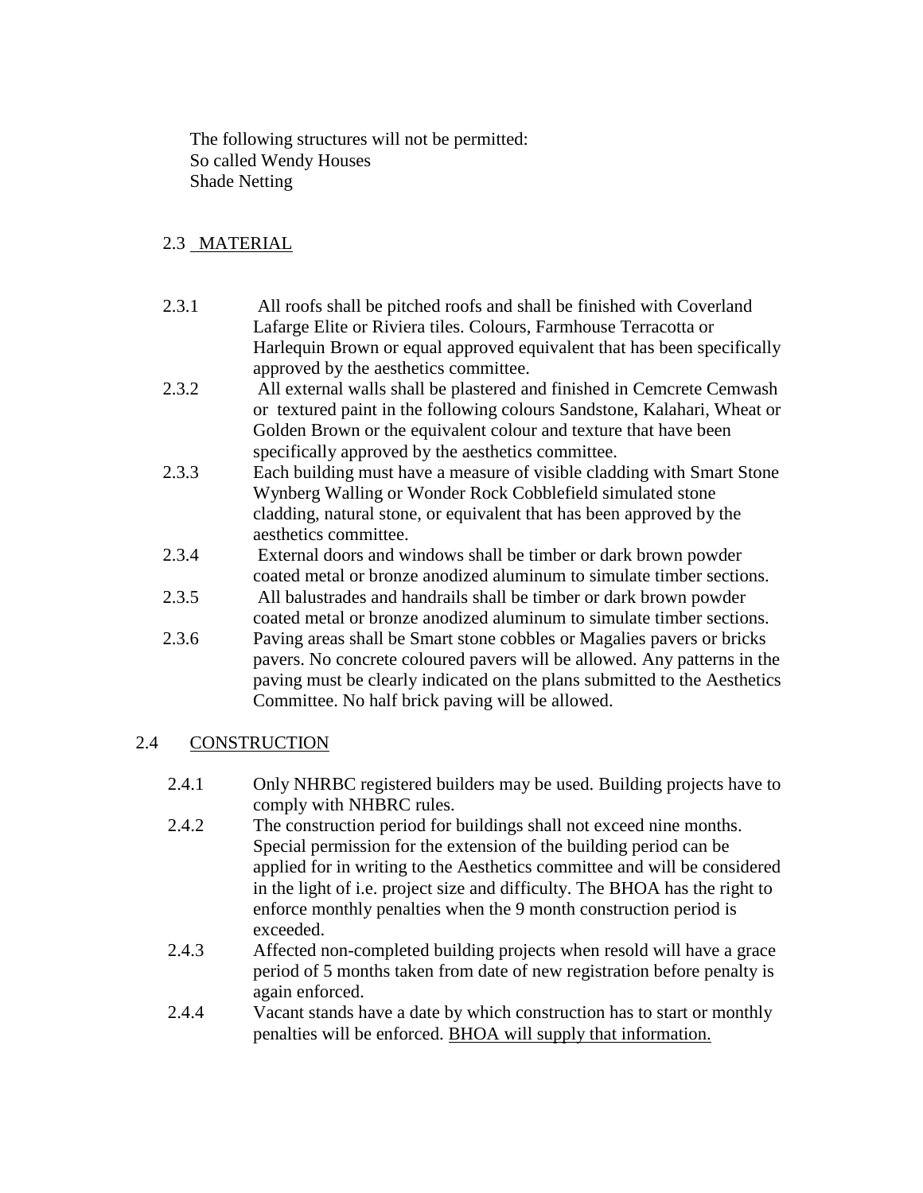The following structures will not be permitted:
So called Wendy Houses
Shade Netting

## 2.3 MATERIAL

2.3.1 All roofs shall be pitched roofs and shall be finished with Coverland Lafarge Elite or Riviera tiles. Colours, Farmhouse Terracotta or Harlequin Brown or equal approved equivalent that has been specifically approved by the aesthetics committee.

2.3.2 All external walls shall be plastered and finished in Cemcrete Cemwash or textured paint in the following colours Sandstone, Kalahari, Wheat or Golden Brown or the equivalent colour and texture that have been specifically approved by the aesthetics committee.

2.3.3 Each building must have a measure of visible cladding with Smart Stone Wynberg Walling or Wonder Rock Cobblefield simulated stone cladding, natural stone, or equivalent that has been approved by the aesthetics committee.

2.3.4 External doors and windows shall be timber or dark brown powder coated metal or bronze anodized aluminum to simulate timber sections.

2.3.5 All balustrades and handrails shall be timber or dark brown powder coated metal or bronze anodized aluminum to simulate timber sections.

2.3.6 Paving areas shall be Smart stone cobbles or Magalies pavers or bricks pavers. No concrete coloured pavers will be allowed. Any patterns in the paving must be clearly indicated on the plans submitted to the Aesthetics Committee. No half brick paving will be allowed.

## 2.4 CONSTRUCTION

2.4.1 Only NHRBC registered builders may be used. Building projects have to comply with NHBRC rules.

2.4.2 The construction period for buildings shall not exceed nine months. Special permission for the extension of the building period can be applied for in writing to the Aesthetics committee and will be considered in the light of i.e. project size and difficulty. The BHOA has the right to enforce monthly penalties when the 9 month construction period is exceeded.

2.4.3 Affected non-completed building projects when resold will have a grace period of 5 months taken from date of new registration before penalty is again enforced.

2.4.4 Vacant stands have a date by which construction has to start or monthly penalties will be enforced. BHOA will supply that information.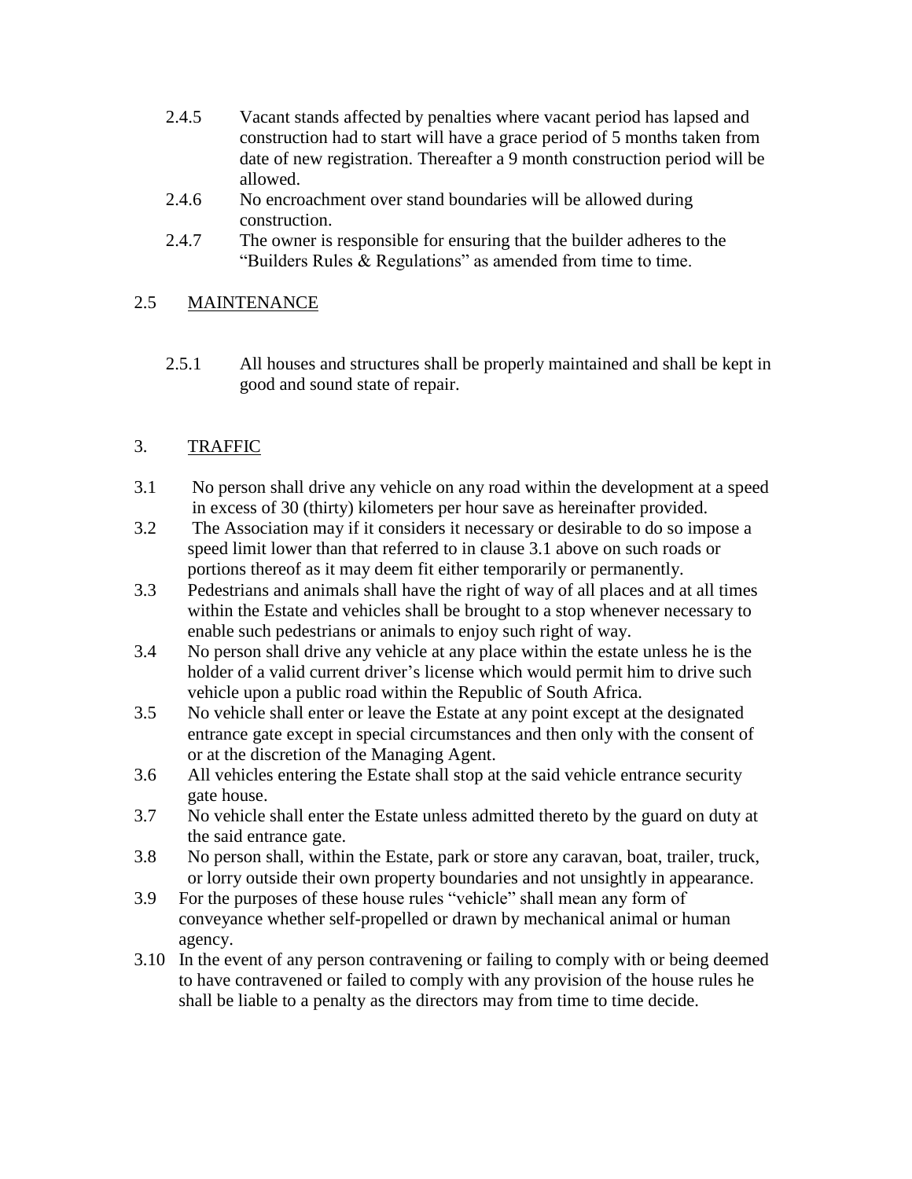2.4.5 Vacant stands affected by penalties where vacant period has lapsed and construction had to start will have a grace period of 5 months taken from date of new registration. Thereafter a 9 month construction period will be allowed.

2.4.6 No encroachment over stand boundaries will be allowed during construction.

2.4.7 The owner is responsible for ensuring that the builder adheres to the "Builders Rules & Regulations" as amended from time to time.

## 2.5 MAINTENANCE

2.5.1 All houses and structures shall be properly maintained and shall be kept in good and sound state of repair.

## 3. TRAFFIC

3.1 No person shall drive any vehicle on any road within the development at a speed in excess of 30 (thirty) kilometers per hour save as hereinafter provided.

3.2 The Association may if it considers it necessary or desirable to do so impose a speed limit lower than that referred to in clause 3.1 above on such roads or portions thereof as it may deem fit either temporarily or permanently.

3.3 Pedestrians and animals shall have the right of way of all places and at all times within the Estate and vehicles shall be brought to a stop whenever necessary to enable such pedestrians or animals to enjoy such right of way.

3.4 No person shall drive any vehicle at any place within the estate unless he is the holder of a valid current driver's license which would permit him to drive such vehicle upon a public road within the Republic of South Africa.

3.5 No vehicle shall enter or leave the Estate at any point except at the designated entrance gate except in special circumstances and then only with the consent of or at the discretion of the Managing Agent.

3.6 All vehicles entering the Estate shall stop at the said vehicle entrance security gate house.

3.7 No vehicle shall enter the Estate unless admitted thereto by the guard on duty at the said entrance gate.

3.8 No person shall, within the Estate, park or store any caravan, boat, trailer, truck, or lorry outside their own property boundaries and not unsightly in appearance.

3.9 For the purposes of these house rules "vehicle" shall mean any form of conveyance whether self-propelled or drawn by mechanical animal or human agency.

3.10 In the event of any person contravening or failing to comply with or being deemed to have contravened or failed to comply with any provision of the house rules he shall be liable to a penalty as the directors may from time to time decide.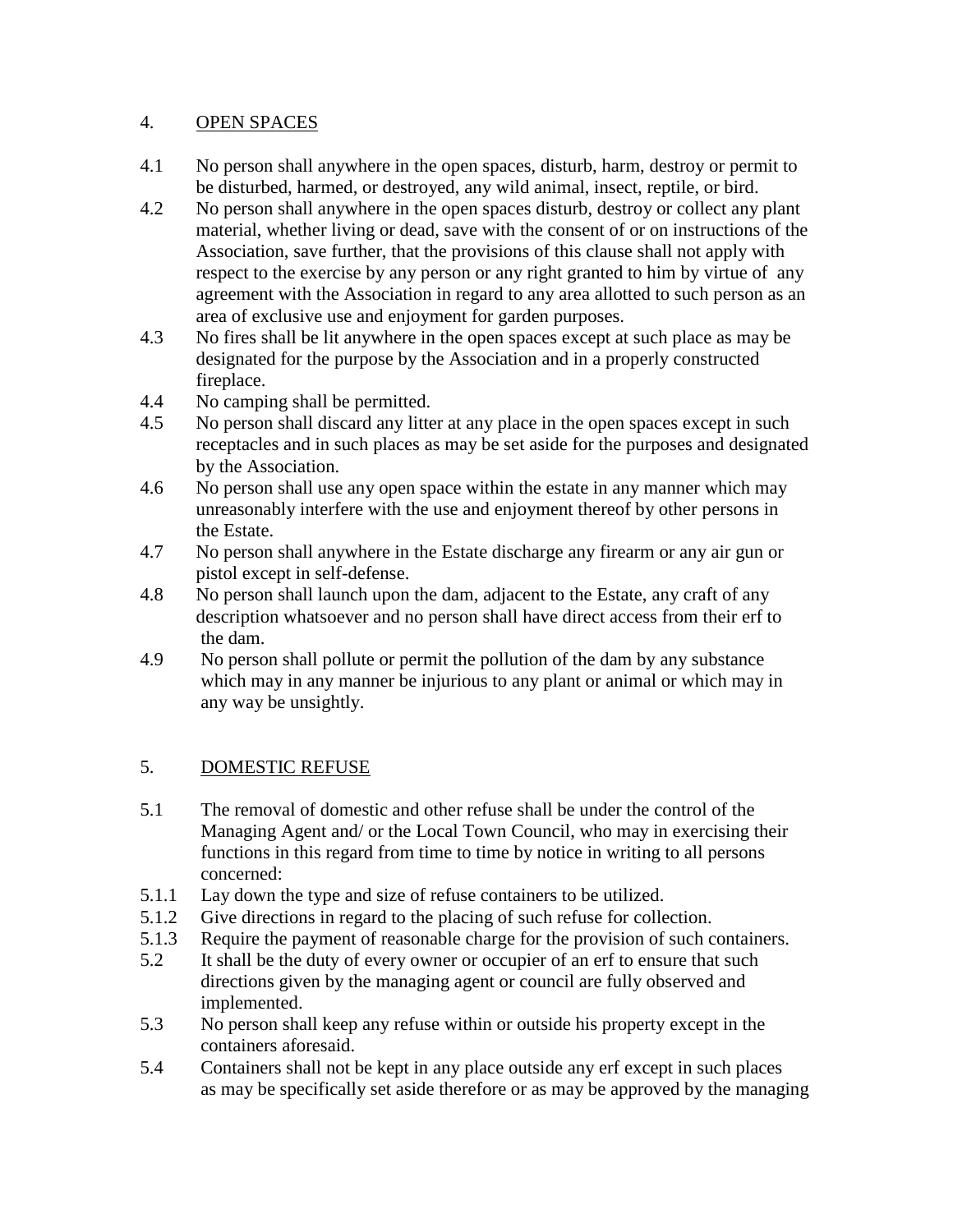## 4. OPEN SPACES

4.1 No person shall anywhere in the open spaces, disturb, harm, destroy or permit to be disturbed, harmed, or destroyed, any wild animal, insect, reptile, or bird.

4.2 No person shall anywhere in the open spaces disturb, destroy or collect any plant material, whether living or dead, save with the consent of or on instructions of the Association, save further, that the provisions of this clause shall not apply with respect to the exercise by any person or any right granted to him by virtue of any agreement with the Association in regard to any area allotted to such person as an area of exclusive use and enjoyment for garden purposes.

4.3 No fires shall be lit anywhere in the open spaces except at such place as may be designated for the purpose by the Association and in a properly constructed fireplace.

4.4 No camping shall be permitted.

4.5 No person shall discard any litter at any place in the open spaces except in such receptacles and in such places as may be set aside for the purposes and designated by the Association.

4.6 No person shall use any open space within the estate in any manner which may unreasonably interfere with the use and enjoyment thereof by other persons in the Estate.

4.7 No person shall anywhere in the Estate discharge any firearm or any air gun or pistol except in self-defense.

4.8 No person shall launch upon the dam, adjacent to the Estate, any craft of any description whatsoever and no person shall have direct access from their erf to the dam.

4.9 No person shall pollute or permit the pollution of the dam by any substance which may in any manner be injurious to any plant or animal or which may in any way be unsightly.

## 5. DOMESTIC REFUSE

5.1 The removal of domestic and other refuse shall be under the control of the Managing Agent and/ or the Local Town Council, who may in exercising their functions in this regard from time to time by notice in writing to all persons concerned:

5.1.1 Lay down the type and size of refuse containers to be utilized.

5.1.2 Give directions in regard to the placing of such refuse for collection.

5.1.3 Require the payment of reasonable charge for the provision of such containers.

5.2 It shall be the duty of every owner or occupier of an erf to ensure that such directions given by the managing agent or council are fully observed and implemented.

5.3 No person shall keep any refuse within or outside his property except in the containers aforesaid.

5.4 Containers shall not be kept in any place outside any erf except in such places as may be specifically set aside therefore or as may be approved by the managing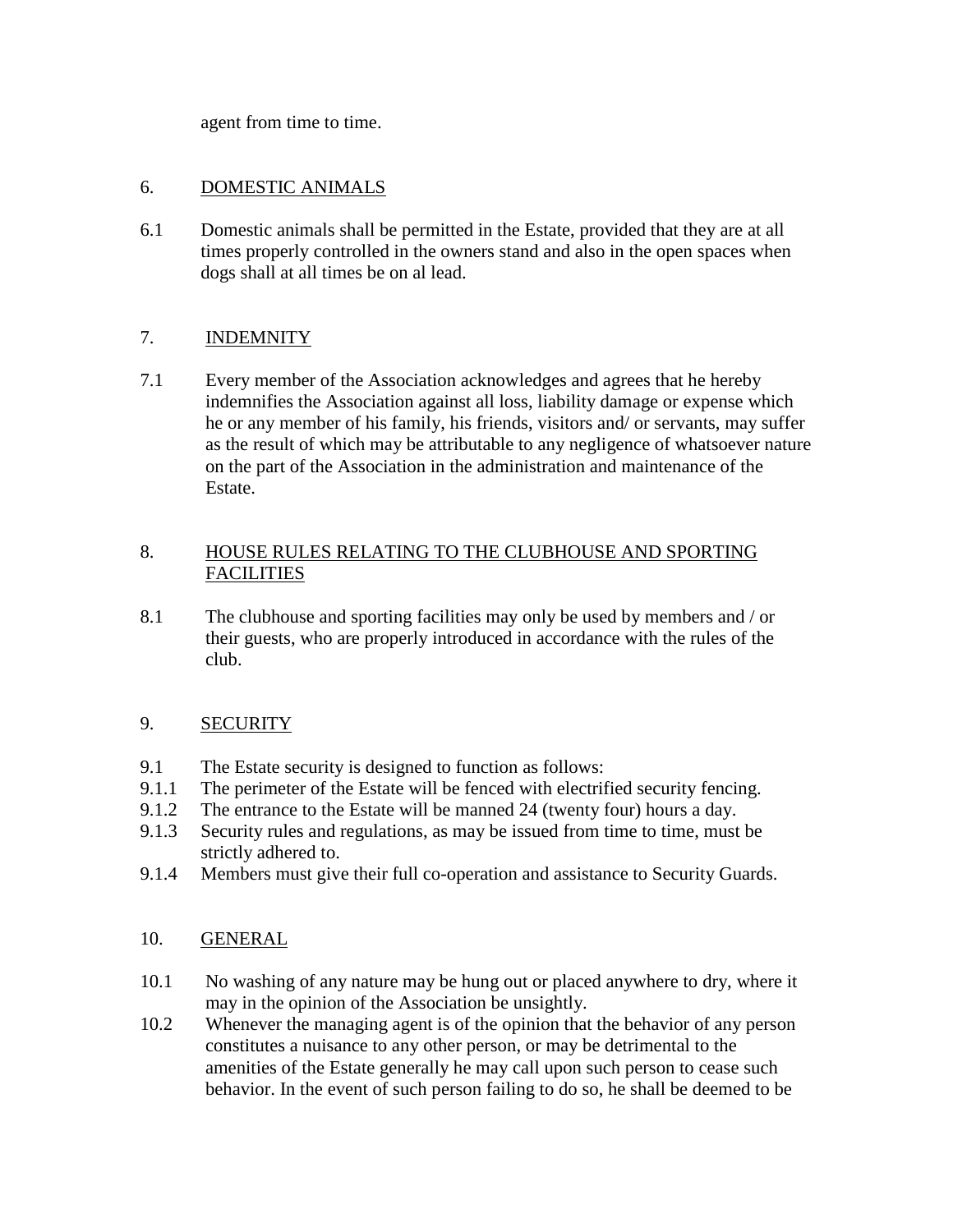agent from time to time.

## 6. DOMESTIC ANIMALS

6.1 Domestic animals shall be permitted in the Estate, provided that they are at all times properly controlled in the owners stand and also in the open spaces when dogs shall at all times be on al lead.

## 7. INDEMNITY

7.1 Every member of the Association acknowledges and agrees that he hereby indemnifies the Association against all loss, liability damage or expense which he or any member of his family, his friends, visitors and/ or servants, may suffer as the result of which may be attributable to any negligence of whatsoever nature on the part of the Association in the administration and maintenance of the Estate.

## 8. HOUSE RULES RELATING TO THE CLUBHOUSE AND SPORTING FACILITIES

8.1 The clubhouse and sporting facilities may only be used by members and / or their guests, who are properly introduced in accordance with the rules of the club.

## 9. SECURITY

9.1 The Estate security is designed to function as follows:

9.1.1 The perimeter of the Estate will be fenced with electrified security fencing.

9.1.2 The entrance to the Estate will be manned 24 (twenty four) hours a day.

9.1.3 Security rules and regulations, as may be issued from time to time, must be strictly adhered to.

9.1.4 Members must give their full co-operation and assistance to Security Guards.

## 10. GENERAL

10.1 No washing of any nature may be hung out or placed anywhere to dry, where it may in the opinion of the Association be unsightly.

10.2 Whenever the managing agent is of the opinion that the behavior of any person constitutes a nuisance to any other person, or may be detrimental to the amenities of the Estate generally he may call upon such person to cease such behavior. In the event of such person failing to do so, he shall be deemed to be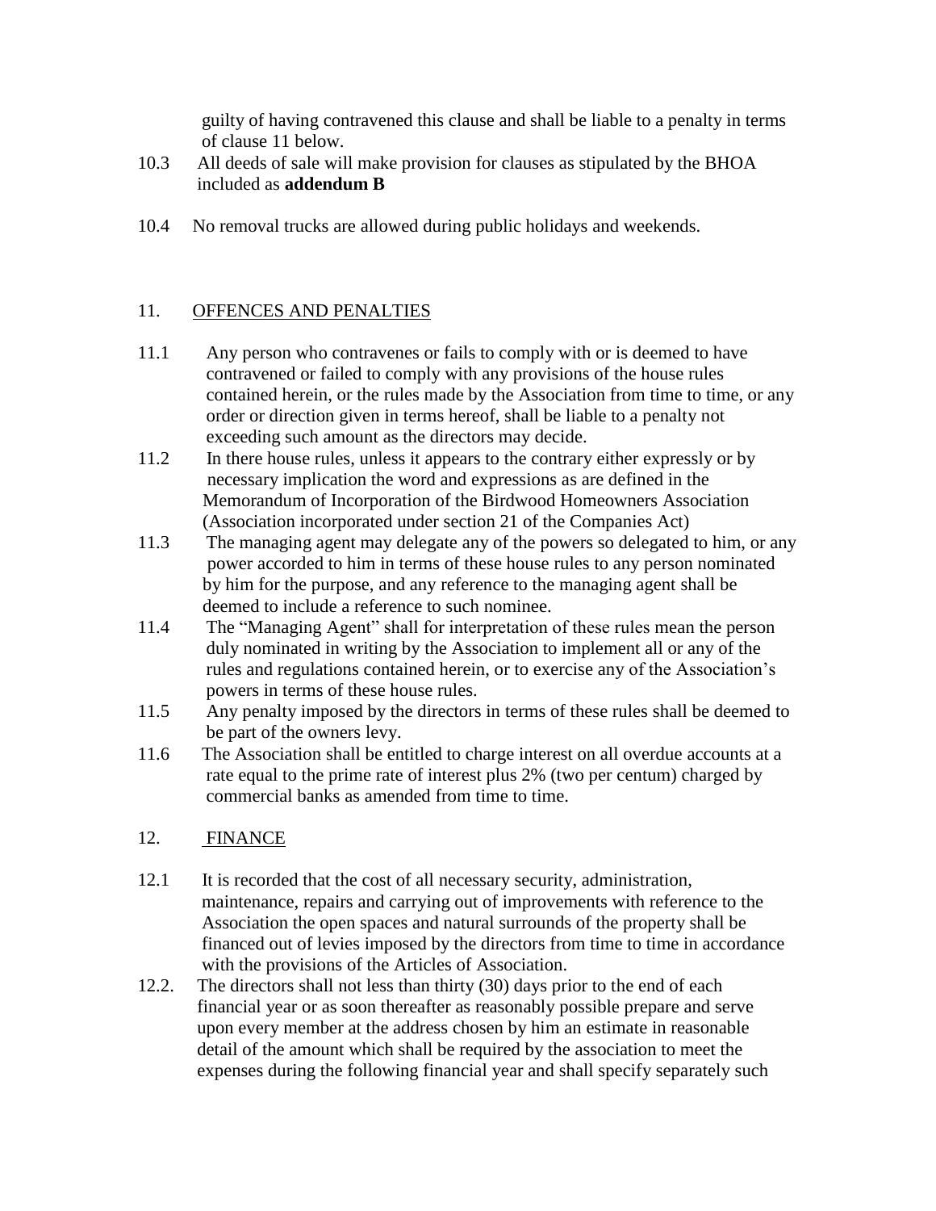guilty of having contravened this clause and shall be liable to a penalty in terms of clause 11 below.

10.3 All deeds of sale will make provision for clauses as stipulated by the BHOA included as **addendum B**

10.4 No removal trucks are allowed during public holidays and weekends.

## 11. <u>OFFENCES AND PENALTIES</u>

11.1 Any person who contravenes or fails to comply with or is deemed to have contravened or failed to comply with any provisions of the house rules contained herein, or the rules made by the Association from time to time, or any order or direction given in terms hereof, shall be liable to a penalty not exceeding such amount as the directors may decide.

11.2 In there house rules, unless it appears to the contrary either expressly or by necessary implication the word and expressions as are defined in the Memorandum of Incorporation of the Birdwood Homeowners Association (Association incorporated under section 21 of the Companies Act)

11.3 The managing agent may delegate any of the powers so delegated to him, or any power accorded to him in terms of these house rules to any person nominated by him for the purpose, and any reference to the managing agent shall be deemed to include a reference to such nominee.

11.4 The "Managing Agent" shall for interpretation of these rules mean the person duly nominated in writing by the Association to implement all or any of the rules and regulations contained herein, or to exercise any of the Association's powers in terms of these house rules.

11.5 Any penalty imposed by the directors in terms of these rules shall be deemed to be part of the owners levy.

11.6 The Association shall be entitled to charge interest on all overdue accounts at a rate equal to the prime rate of interest plus 2% (two per centum) charged by commercial banks as amended from time to time.

## 12. <u>FINANCE</u>

12.1 It is recorded that the cost of all necessary security, administration, maintenance, repairs and carrying out of improvements with reference to the Association the open spaces and natural surrounds of the property shall be financed out of levies imposed by the directors from time to time in accordance with the provisions of the Articles of Association.

12.2. The directors shall not less than thirty (30) days prior to the end of each financial year or as soon thereafter as reasonably possible prepare and serve upon every member at the address chosen by him an estimate in reasonable detail of the amount which shall be required by the association to meet the expenses during the following financial year and shall specify separately such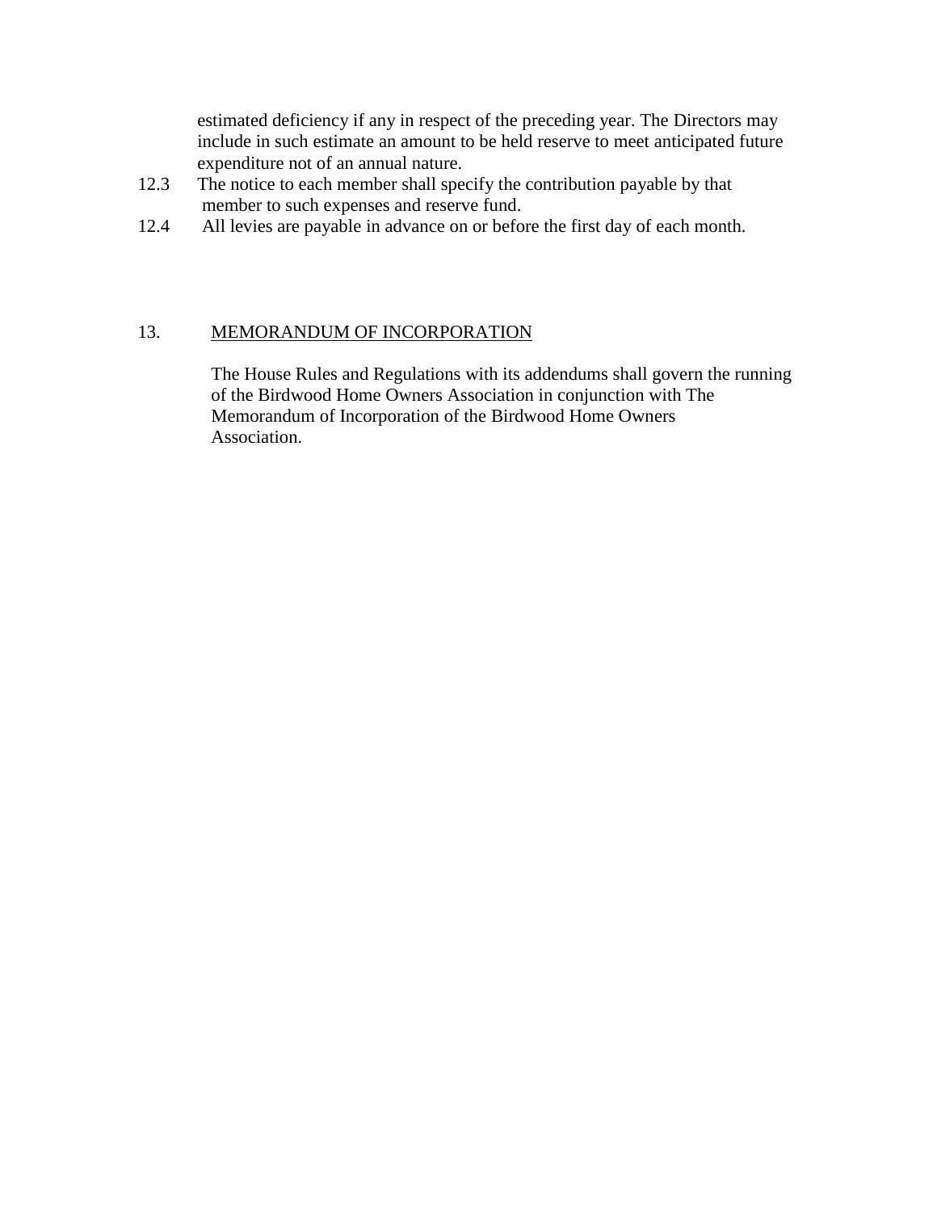estimated deficiency if any in respect of the preceding year. The Directors may include in such estimate an amount to be held reserve to meet anticipated future expenditure not of an annual nature.

12.3 The notice to each member shall specify the contribution payable by that member to such expenses and reserve fund.

12.4 All levies are payable in advance on or before the first day of each month.

13. MEMORANDUM OF INCORPORATION

The House Rules and Regulations with its addendums shall govern the running of the Birdwood Home Owners Association in conjunction with The Memorandum of Incorporation of the Birdwood Home Owners Association.